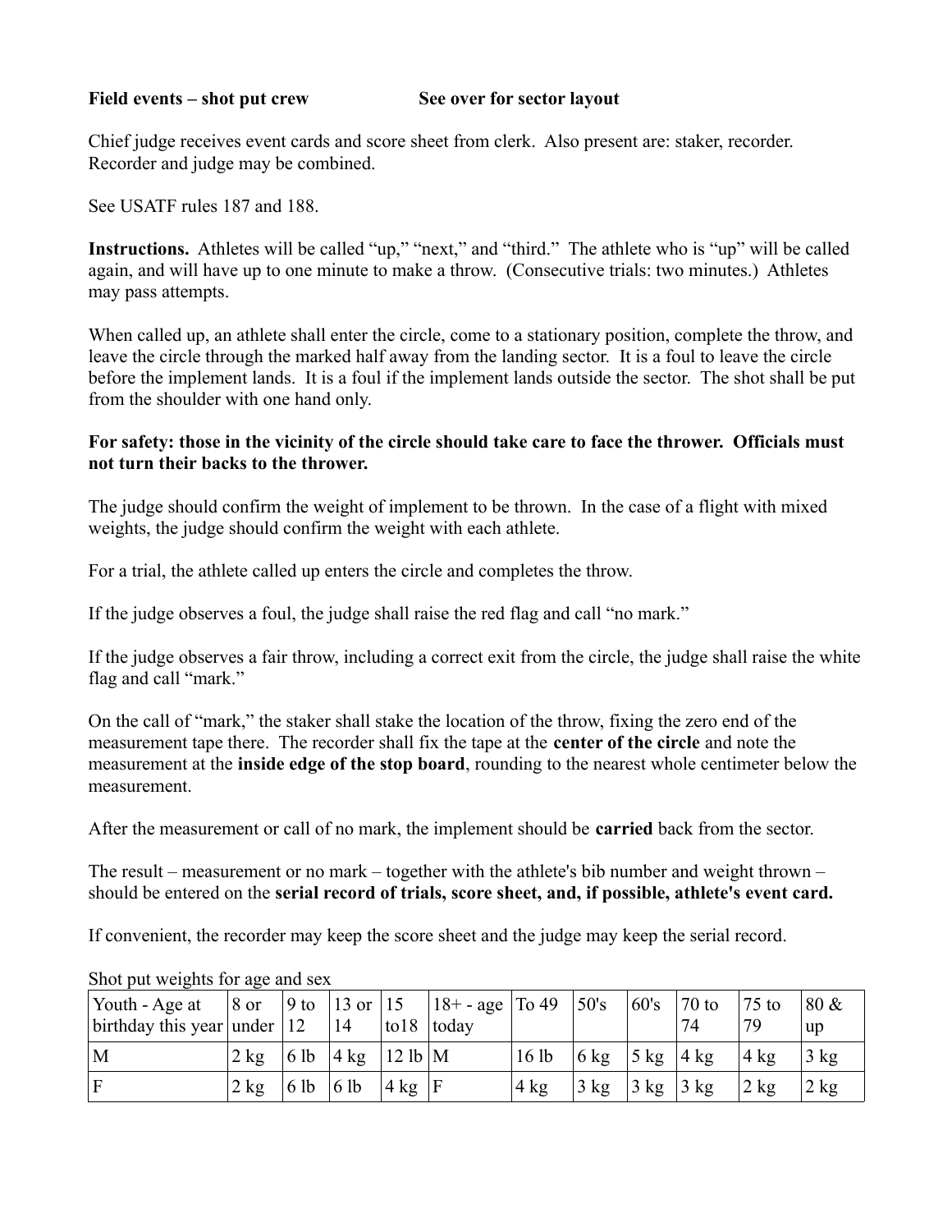**Field events – shot put crew** **See over for sector layout**

Chief judge receives event cards and score sheet from clerk. Also present are: staker, recorder. Recorder and judge may be combined.

See USATF rules 187 and 188.

**Instructions.** Athletes will be called "up," "next," and "third." The athlete who is "up" will be called again, and will have up to one minute to make a throw. (Consecutive trials: two minutes.) Athletes may pass attempts.

When called up, an athlete shall enter the circle, come to a stationary position, complete the throw, and leave the circle through the marked half away from the landing sector. It is a foul to leave the circle before the implement lands. It is a foul if the implement lands outside the sector. The shot shall be put from the shoulder with one hand only.

**For safety: those in the vicinity of the circle should take care to face the thrower. Officials must not turn their backs to the thrower.**

The judge should confirm the weight of implement to be thrown. In the case of a flight with mixed weights, the judge should confirm the weight with each athlete.

For a trial, the athlete called up enters the circle and completes the throw.

If the judge observes a foul, the judge shall raise the red flag and call "no mark."

If the judge observes a fair throw, including a correct exit from the circle, the judge shall raise the white flag and call "mark."

On the call of "mark," the staker shall stake the location of the throw, fixing the zero end of the measurement tape there. The recorder shall fix the tape at the **center of the circle** and note the measurement at the **inside edge of the stop board**, rounding to the nearest whole centimeter below the measurement.

After the measurement or call of no mark, the implement should be **carried** back from the sector.

The result – measurement or no mark – together with the athlete's bib number and weight thrown – should be entered on the **serial record of trials, score sheet, and, if possible, athlete's event card.**

If convenient, the recorder may keep the score sheet and the judge may keep the serial record.

Shot put weights for age and sex

| Youth - Age at birthday this year | 8 or under | 9 to 12 | 13 or 14 | 15 to18 | 18+ - age today | To 49 | 50's | 60's | 70 to 74 | 75 to 79 | 80 & up |
|---|---|---|---|---|---|---|---|---|---|---|---|
| M | 2 kg | 6 lb | 4 kg | 12 lb | M | 16 lb | 6 kg | 5 kg | 4 kg | 4 kg | 3 kg |
| F | 2 kg | 6 lb | 6 lb | 4 kg | F | 4 kg | 3 kg | 3 kg | 3 kg | 2 kg | 2 kg |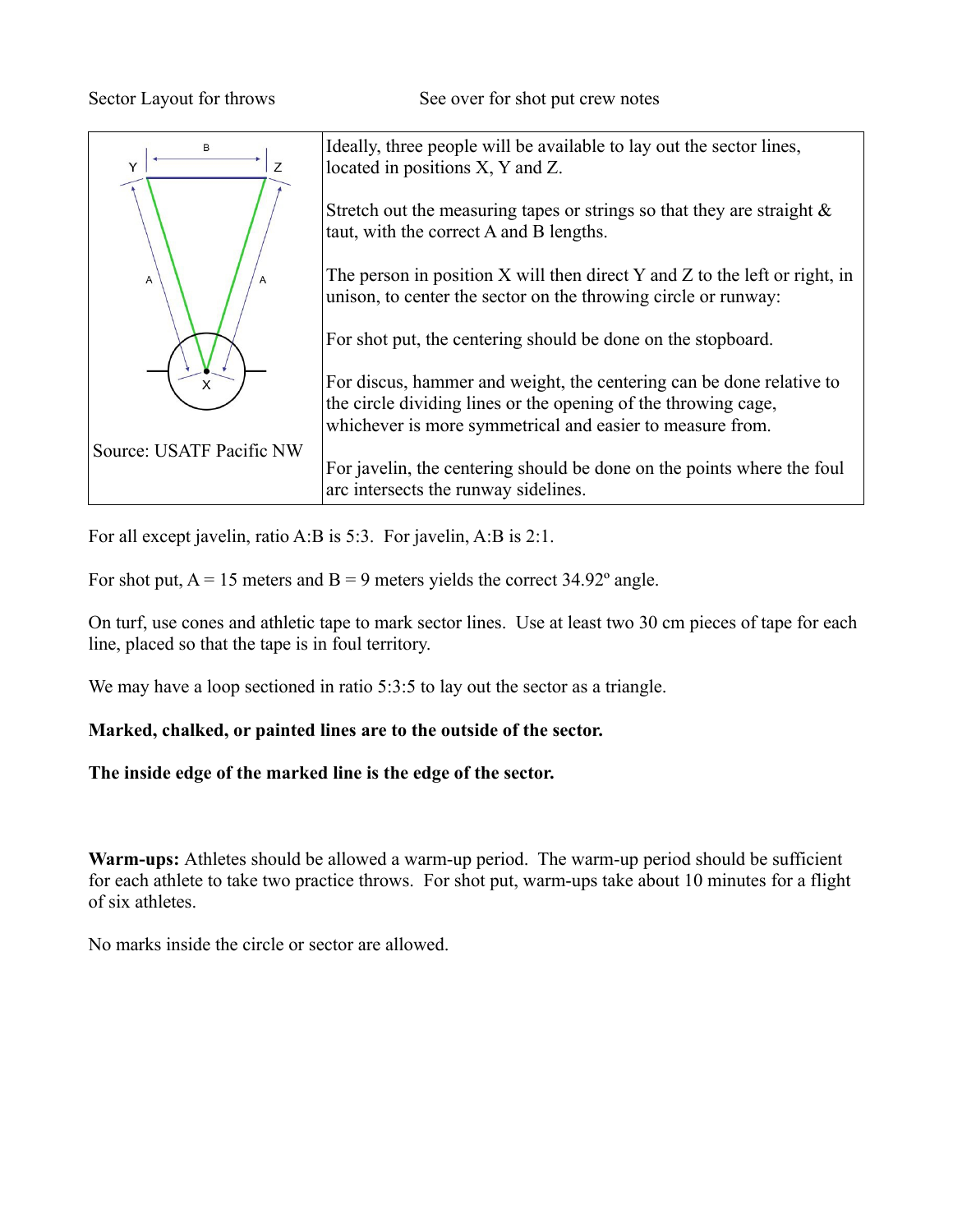Sector Layout for throws

See over for shot put crew notes

| | |
|---|---|
| B<br>Y Z<br>A A<br>X<br><br>Source: USATF Pacific NW | Ideally, three people will be available to lay out the sector lines, located in positions X, Y and Z.<br><br>Stretch out the measuring tapes or strings so that they are straight & taut, with the correct A and B lengths.<br><br>The person in position X will then direct Y and Z to the left or right, in unison, to center the sector on the throwing circle or runway:<br><br>For shot put, the centering should be done on the stopboard.<br><br>For discus, hammer and weight, the centering can be done relative to the circle dividing lines or the opening of the throwing cage, whichever is more symmetrical and easier to measure from.<br><br>For javelin, the centering should be done on the points where the foul arc intersects the runway sidelines. |

For all except javelin, ratio A:B is 5:3. For javelin, A:B is 2:1.

For shot put, A = 15 meters and B = 9 meters yields the correct 34.92º angle.

On turf, use cones and athletic tape to mark sector lines. Use at least two 30 cm pieces of tape for each line, placed so that the tape is in foul territory.

We may have a loop sectioned in ratio 5:3:5 to lay out the sector as a triangle.

**Marked, chalked, or painted lines are to the outside of the sector.**

**The inside edge of the marked line is the edge of the sector.**

**Warm-ups:** Athletes should be allowed a warm-up period. The warm-up period should be sufficient for each athlete to take two practice throws. For shot put, warm-ups take about 10 minutes for a flight of six athletes.

No marks inside the circle or sector are allowed.